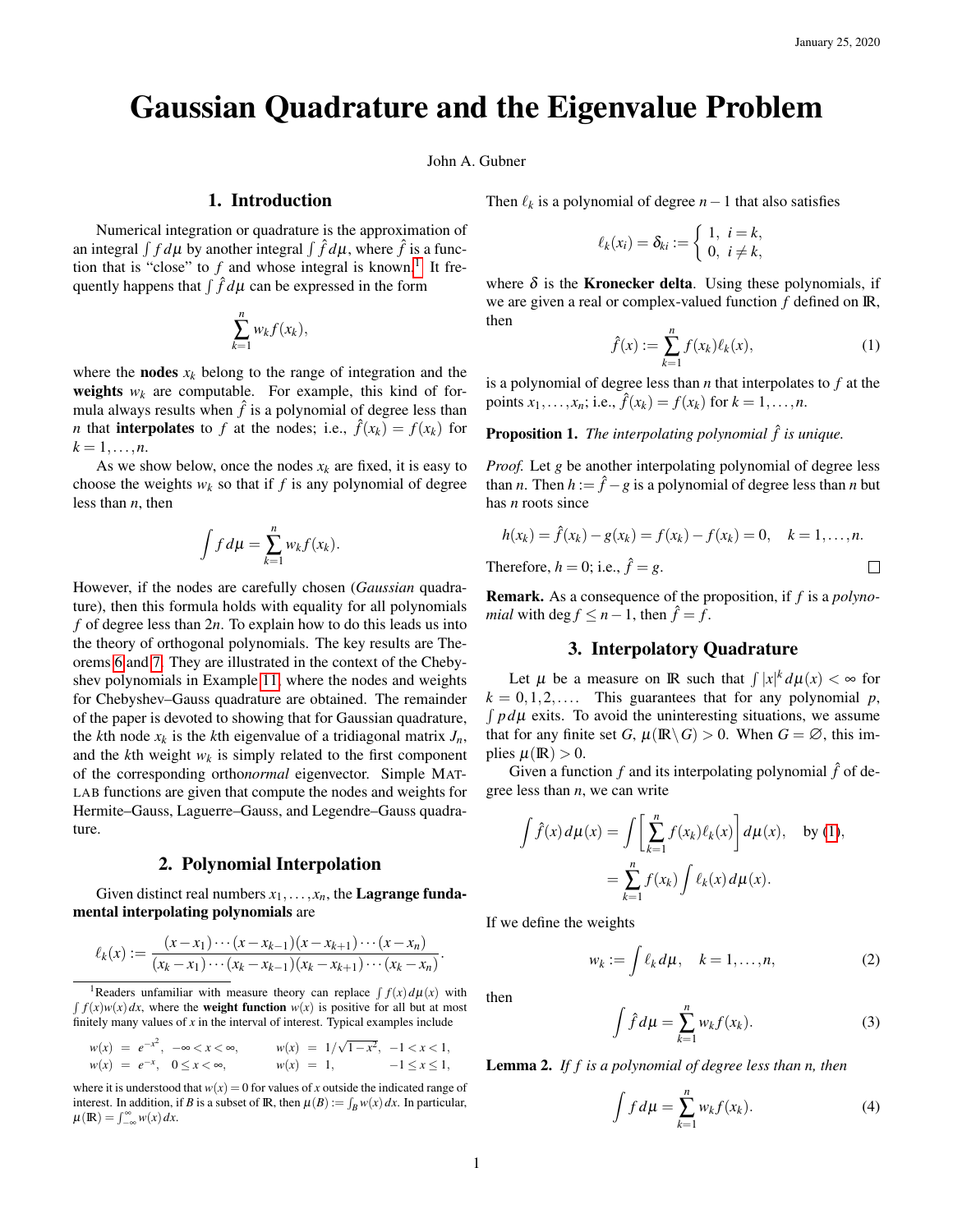# Gaussian Quadrature and the Eigenvalue Problem

John A. Gubner

## 1. Introduction

Numerical integration or quadrature is the approximation of an integral $\int f\,d\mu$ by another integral $\int \hat{f}\,d\mu$, where $\hat{f}$ is a function that is "close" to $f$ and whose integral is known.[1] It frequently happens that $\int \hat{f}\,d\mu$ can be expressed in the form

$$\sum_{k=1}^{n} w_k f(x_k),$$

where the **nodes** $x_k$ belong to the range of integration and the **weights** $w_k$ are computable. For example, this kind of formula always results when $\hat{f}$ is a polynomial of degree less than $n$ that **interpolates** to $f$ at the nodes; i.e., $\hat{f}(x_k) = f(x_k)$ for $k = 1,\ldots,n$.

As we show below, once the nodes $x_k$ are fixed, it is easy to choose the weights $w_k$ so that if $f$ is any polynomial of degree less than $n$, then

$$\int f\,d\mu = \sum_{k=1}^{n} w_k f(x_k).$$

However, if the nodes are carefully chosen (*Gaussian* quadrature), then this formula holds with equality for all polynomials $f$ of degree less than $2n$. To explain how to do this leads us into the theory of orthogonal polynomials. The key results are Theorems 6 and 7. They are illustrated in the context of the Chebyshev polynomials in Example 11, where the nodes and weights for Chebyshev–Gauss quadrature are obtained. The remainder of the paper is devoted to showing that for Gaussian quadrature, the $k$th node $x_k$ is the $k$th eigenvalue of a tridiagonal matrix $J_n$, and the $k$th weight $w_k$ is simply related to the first component of the corresponding ortho*normal* eigenvector. Simple MATLAB functions are given that compute the nodes and weights for Hermite–Gauss, Laguerre–Gauss, and Legendre–Gauss quadrature.

## 2. Polynomial Interpolation

Given distinct real numbers $x_1,\ldots,x_n$, the **Lagrange fundamental interpolating polynomials** are

$$\ell_k(x) := \frac{(x-x_1)\cdots(x-x_{k-1})(x-x_{k+1})\cdots(x-x_n)}{(x_k-x_1)\cdots(x_k-x_{k-1})(x_k-x_{k+1})\cdots(x_k-x_n)}.$$

Then $\ell_k$ is a polynomial of degree $n-1$ that also satisfies

$$\ell_k(x_i) = \delta_{ki} := \begin{cases} 1, & i = k, \\ 0, & i \neq k, \end{cases}$$

where $\delta$ is the **Kronecker delta**. Using these polynomials, if we are given a real or complex-valued function $f$ defined on $\mathbb{R}$, then

$$\hat{f}(x) := \sum_{k=1}^{n} f(x_k)\ell_k(x), \tag{1}$$

is a polynomial of degree less than $n$ that interpolates to $f$ at the points $x_1,\ldots,x_n$; i.e., $\hat{f}(x_k) = f(x_k)$ for $k = 1,\ldots,n$.

**Proposition 1.** *The interpolating polynomial $\hat{f}$ is unique.*

*Proof.* Let $g$ be another interpolating polynomial of degree less than $n$. Then $h := \hat{f} - g$ is a polynomial of degree less than $n$ but has $n$ roots since

$$h(x_k) = \hat{f}(x_k) - g(x_k) = f(x_k) - f(x_k) = 0, \quad k = 1,\ldots,n.$$

Therefore, $h = 0$; i.e., $\hat{f} = g$. □

**Remark.** As a consequence of the proposition, if $f$ is a *polynomial* with $\deg f \leq n-1$, then $\hat{f} = f$.

## 3. Interpolatory Quadrature

Let $\mu$ be a measure on $\mathbb{R}$ such that $\int |x|^k\,d\mu(x) < \infty$ for $k = 0,1,2,\ldots.$ This guarantees that for any polynomial $p$, $\int p\,d\mu$ exits. To avoid the uninteresting situations, we assume that for any finite set $G$, $\mu(\mathbb{R}\setminus G) > 0$. When $G = \varnothing$, this implies $\mu(\mathbb{R}) > 0$.

Given a function $f$ and its interpolating polynomial $\hat{f}$ of degree less than $n$, we can write

$$\begin{aligned}\int \hat{f}(x)\,d\mu(x) &= \int \left[\sum_{k=1}^{n} f(x_k)\ell_k(x)\right] d\mu(x), \quad \text{by (1)}, \\ &= \sum_{k=1}^{n} f(x_k) \int \ell_k(x)\,d\mu(x).\end{aligned}$$

If we define the weights

$$w_k := \int \ell_k\,d\mu, \quad k = 1,\ldots,n, \tag{2}$$

then

$$\int \hat{f}\,d\mu = \sum_{k=1}^{n} w_k f(x_k). \tag{3}$$

**Lemma 2.** *If $f$ is a polynomial of degree less than $n$, then*

$$\int f\,d\mu = \sum_{k=1}^{n} w_k f(x_k). \tag{4}$$

---

[1] Readers unfamiliar with measure theory can replace $\int f(x)\,d\mu(x)$ with $\int f(x)w(x)\,dx$, where the **weight function** $w(x)$ is positive for all but at most finitely many values of $x$ in the interval of interest. Typical examples include

$$\begin{aligned} w(x) &= e^{-x^2}, \quad -\infty < x < \infty, & w(x) &= 1/\sqrt{1-x^2}, \quad -1 < x < 1, \\ w(x) &= e^{-x}, \quad 0 \leq x < \infty, & w(x) &= 1, \quad -1 \leq x \leq 1, \end{aligned}$$

where it is understood that $w(x) = 0$ for values of $x$ outside the indicated range of interest. In addition, if $B$ is a subset of $\mathbb{R}$, then $\mu(B) := \int_B w(x)\,dx$. In particular, $\mu(\mathbb{R}) = \int_{-\infty}^{\infty} w(x)\,dx$.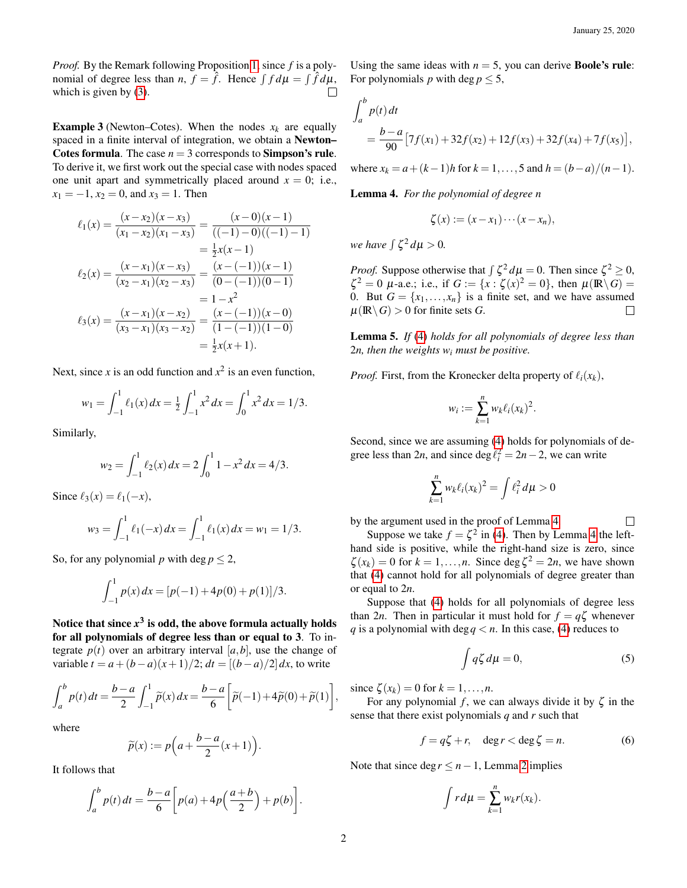*Proof.* By the Remark following Proposition 1, since $f$ is a polynomial of degree less than $n$, $f = \hat{f}$. Hence $\int f \, d\mu = \int \hat{f} \, d\mu$, which is given by (3). □

**Example 3** (Newton–Cotes). When the nodes $x_k$ are equally spaced in a finite interval of integration, we obtain a **Newton–Cotes formula**. The case $n = 3$ corresponds to **Simpson's rule**. To derive it, we first work out the special case with nodes spaced one unit apart and symmetrically placed around $x = 0$; i.e., $x_1 = -1$, $x_2 = 0$, and $x_3 = 1$. Then

$$\ell_1(x) = \frac{(x-x_2)(x-x_3)}{(x_1-x_2)(x_1-x_3)} = \frac{(x-0)(x-1)}{((-1)-0)((-1)-1)} = \tfrac{1}{2}x(x-1)$$

$$\ell_2(x) = \frac{(x-x_1)(x-x_3)}{(x_2-x_1)(x_2-x_3)} = \frac{(x-(-1))(x-1)}{(0-(-1))(0-1)} = 1-x^2$$

$$\ell_3(x) = \frac{(x-x_1)(x-x_2)}{(x_3-x_1)(x_3-x_2)} = \frac{(x-(-1))(x-0)}{(1-(-1))(1-0)} = \tfrac{1}{2}x(x+1).$$

Next, since $x$ is an odd function and $x^2$ is an even function,

$$w_1 = \int_{-1}^{1} \ell_1(x)\,dx = \tfrac{1}{2}\int_{-1}^{1} x^2\,dx = \int_0^1 x^2\,dx = 1/3.$$

Similarly,

$$w_2 = \int_{-1}^{1} \ell_2(x)\,dx = 2\int_0^1 1-x^2\,dx = 4/3.$$

Since $\ell_3(x) = \ell_1(-x)$,

$$w_3 = \int_{-1}^{1} \ell_1(-x)\,dx = \int_{-1}^{1} \ell_1(x)\,dx = w_1 = 1/3.$$

So, for any polynomial $p$ with $\deg p \le 2$,

$$\int_{-1}^{1} p(x)\,dx = [p(-1) + 4p(0) + p(1)]/3.$$

**Notice that since $x^3$ is odd, the above formula actually holds for all polynomials of degree less than or equal to 3.** To integrate $p(t)$ over an arbitrary interval $[a,b]$, use the change of variable $t = a + (b-a)(x+1)/2$; $dt = [(b-a)/2]\,dx$, to write

$$\int_a^b p(t)\,dt = \frac{b-a}{2}\int_{-1}^{1} \widetilde{p}(x)\,dx = \frac{b-a}{6}\Big[\widetilde{p}(-1) + 4\widetilde{p}(0) + \widetilde{p}(1)\Big],$$

where

$$\widetilde{p}(x) := p\Big(a + \frac{b-a}{2}(x+1)\Big).$$

It follows that

$$\int_a^b p(t)\,dt = \frac{b-a}{6}\Big[p(a) + 4p\Big(\frac{a+b}{2}\Big) + p(b)\Big].$$

Using the same ideas with $n = 5$, you can derive **Boole's rule**: For polynomials $p$ with $\deg p \le 5$,

$$\int_a^b p(t)\,dt = \frac{b-a}{90}\big[7f(x_1) + 32f(x_2) + 12f(x_3) + 32f(x_4) + 7f(x_5)\big],$$

where $x_k = a + (k-1)h$ for $k = 1,\ldots,5$ and $h = (b-a)/(n-1)$.

**Lemma 4.** *For the polynomial of degree $n$*

$$\zeta(x) := (x-x_1)\cdots(x-x_n),$$

*we have $\int \zeta^2\,d\mu > 0$.*

*Proof.* Suppose otherwise that $\int \zeta^2\,d\mu = 0$. Then since $\zeta^2 \ge 0$, $\zeta^2 = 0$ $\mu$-a.e.; i.e., if $G := \{x : \zeta(x)^2 = 0\}$, then $\mu(\mathbb{R}\setminus G) = 0$. But $G = \{x_1,\ldots,x_n\}$ is a finite set, and we have assumed $\mu(\mathbb{R}\setminus G) > 0$ for finite sets $G$. □

**Lemma 5.** *If (4) holds for all polynomials of degree less than $2n$, then the weights $w_i$ must be positive.*

*Proof.* First, from the Kronecker delta property of $\ell_i(x_k)$,

$$w_i := \sum_{k=1}^{n} w_k \ell_i(x_k)^2.$$

Second, since we are assuming (4) holds for polynomials of degree less than $2n$, and since $\deg \ell_i^2 = 2n-2$, we can write

$$\sum_{k=1}^{n} w_k \ell_i(x_k)^2 = \int \ell_i^2\,d\mu > 0$$

by the argument used in the proof of Lemma 4. □

Suppose we take $f = \zeta^2$ in (4). Then by Lemma 4 the left-hand side is positive, while the right-hand size is zero, since $\zeta(x_k) = 0$ for $k = 1,\ldots,n$. Since $\deg \zeta^2 = 2n$, we have shown that (4) cannot hold for all polynomials of degree greater than or equal to $2n$.

Suppose that (4) holds for all polynomials of degree less than $2n$. Then in particular it must hold for $f = q\zeta$ whenever $q$ is a polynomial with $\deg q < n$. In this case, (4) reduces to

$$\int q\zeta\,d\mu = 0, \tag{5}$$

since $\zeta(x_k) = 0$ for $k = 1,\ldots,n$.

For any polynomial $f$, we can always divide it by $\zeta$ in the sense that there exist polynomials $q$ and $r$ such that

$$f = q\zeta + r, \quad \deg r < \deg \zeta = n. \tag{6}$$

Note that since $\deg r \le n-1$, Lemma 2 implies

$$\int r\,d\mu = \sum_{k=1}^{n} w_k r(x_k).$$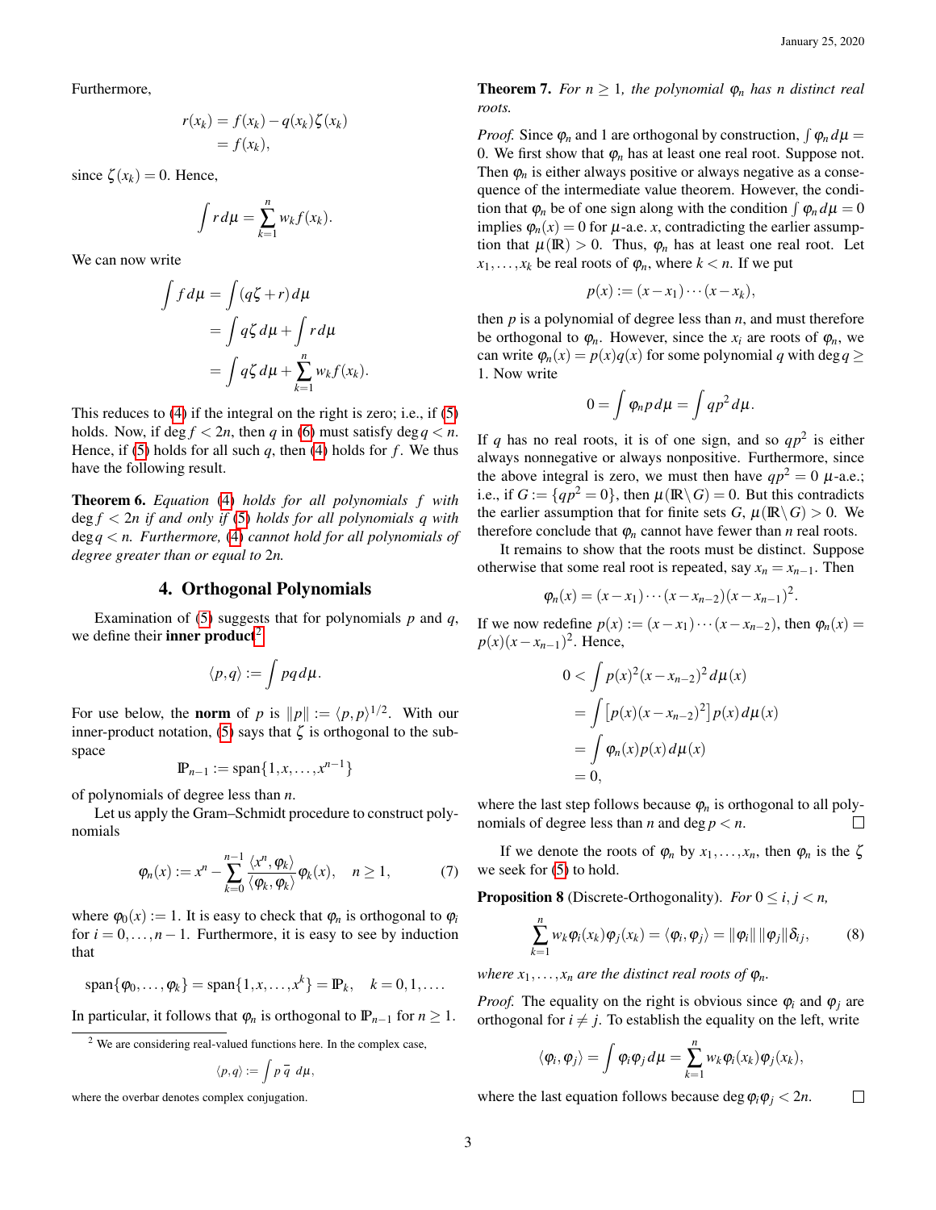Furthermore,

$$\begin{aligned} r(x_k) &= f(x_k) - q(x_k)\zeta(x_k) \\ &= f(x_k), \end{aligned}$$

since $\zeta(x_k) = 0$. Hence,

$$\int r\,d\mu = \sum_{k=1}^{n} w_k f(x_k).$$

We can now write

$$\begin{aligned} \int f\,d\mu &= \int (q\zeta + r)\,d\mu \\ &= \int q\zeta\,d\mu + \int r\,d\mu \\ &= \int q\zeta\,d\mu + \sum_{k=1}^{n} w_k f(x_k). \end{aligned}$$

This reduces to (4) if the integral on the right is zero; i.e., if (5) holds. Now, if $\deg f < 2n$, then $q$ in (6) must satisfy $\deg q < n$. Hence, if (5) holds for all such $q$, then (4) holds for $f$. We thus have the following result.

**Theorem 6.** *Equation (4) holds for all polynomials $f$ with $\deg f < 2n$ if and only if (5) holds for all polynomials $q$ with $\deg q < n$. Furthermore, (4) cannot hold for all polynomials of degree greater than or equal to $2n$.*

## 4. Orthogonal Polynomials

Examination of (5) suggests that for polynomials $p$ and $q$, we define their **inner product**[2]

$$\langle p, q\rangle := \int pq\,d\mu.$$

For use below, the **norm** of $p$ is $\|p\| := \langle p, p\rangle^{1/2}$. With our inner-product notation, (5) says that $\zeta$ is orthogonal to the subspace

$$\mathbb{P}_{n-1} := \operatorname{span}\{1, x, \ldots, x^{n-1}\}$$

of polynomials of degree less than $n$.

Let us apply the Gram–Schmidt procedure to construct polynomials

$$\varphi_n(x) := x^n - \sum_{k=0}^{n-1} \frac{\langle x^n, \varphi_k\rangle}{\langle \varphi_k, \varphi_k\rangle}\varphi_k(x), \quad n \geq 1, \tag{7}$$

where $\varphi_0(x) := 1$. It is easy to check that $\varphi_n$ is orthogonal to $\varphi_i$ for $i = 0, \ldots, n-1$. Furthermore, it is easy to see by induction that

$$\operatorname{span}\{\varphi_0, \ldots, \varphi_k\} = \operatorname{span}\{1, x, \ldots, x^k\} = \mathbb{P}_k, \quad k = 0, 1, \ldots.$$

In particular, it follows that $\varphi_n$ is orthogonal to $\mathbb{P}_{n-1}$ for $n \geq 1$.

[2] We are considering real-valued functions here. In the complex case,

$$\langle p, q\rangle := \int p\,\overline{q}\;d\mu,$$

where the overbar denotes complex conjugation.

**Theorem 7.** *For $n \geq 1$, the polynomial $\varphi_n$ has $n$ distinct real roots.*

*Proof.* Since $\varphi_n$ and 1 are orthogonal by construction, $\int \varphi_n\,d\mu = 0$. We first show that $\varphi_n$ has at least one real root. Suppose not. Then $\varphi_n$ is either always positive or always negative as a consequence of the intermediate value theorem. However, the condition that $\varphi_n$ be of one sign along with the condition $\int \varphi_n\,d\mu = 0$ implies $\varphi_n(x) = 0$ for $\mu$-a.e. $x$, contradicting the earlier assumption that $\mu(\mathbb{R}) > 0$. Thus, $\varphi_n$ has at least one real root. Let $x_1, \ldots, x_k$ be real roots of $\varphi_n$, where $k < n$. If we put

$$p(x) := (x - x_1)\cdots(x - x_k),$$

then $p$ is a polynomial of degree less than $n$, and must therefore be orthogonal to $\varphi_n$. However, since the $x_i$ are roots of $\varphi_n$, we can write $\varphi_n(x) = p(x)q(x)$ for some polynomial $q$ with $\deg q \geq 1$. Now write

$$0 = \int \varphi_n p\,d\mu = \int qp^2\,d\mu.$$

If $q$ has no real roots, it is of one sign, and so $qp^2$ is either always nonnegative or always nonpositive. Furthermore, since the above integral is zero, we must then have $qp^2 = 0$ $\mu$-a.e.; i.e., if $G := \{qp^2 = 0\}$, then $\mu(\mathbb{R} \setminus G) = 0$. But this contradicts the earlier assumption that for finite sets $G$, $\mu(\mathbb{R} \setminus G) > 0$. We therefore conclude that $\varphi_n$ cannot have fewer than $n$ real roots.

It remains to show that the roots must be distinct. Suppose otherwise that some real root is repeated, say $x_n = x_{n-1}$. Then

$$\varphi_n(x) = (x - x_1)\cdots(x - x_{n-2})(x - x_{n-1})^2.$$

If we now redefine $p(x) := (x - x_1)\cdots(x - x_{n-2})$, then $\varphi_n(x) = p(x)(x - x_{n-1})^2$. Hence,

$$\begin{aligned} 0 &< \int p(x)^2 (x - x_{n-2})^2\,d\mu(x) \\ &= \int \big[p(x)(x - x_{n-2})^2\big]\,p(x)\,d\mu(x) \\ &= \int \varphi_n(x)p(x)\,d\mu(x) \\ &= 0, \end{aligned}$$

where the last step follows because $\varphi_n$ is orthogonal to all polynomials of degree less than $n$ and $\deg p < n$. □

If we denote the roots of $\varphi_n$ by $x_1, \ldots, x_n$, then $\varphi_n$ is the $\zeta$ we seek for (5) to hold.

**Proposition 8** (Discrete-Orthogonality). *For $0 \leq i, j < n$,*

$$\sum_{k=1}^{n} w_k \varphi_i(x_k)\varphi_j(x_k) = \langle \varphi_i, \varphi_j\rangle = \|\varphi_i\|\,\|\varphi_j\|\delta_{ij}, \tag{8}$$

*where $x_1, \ldots, x_n$ are the distinct real roots of $\varphi_n$.*

*Proof.* The equality on the right is obvious since $\varphi_i$ and $\varphi_j$ are orthogonal for $i \neq j$. To establish the equality on the left, write

$$\langle \varphi_i, \varphi_j\rangle = \int \varphi_i\varphi_j\,d\mu = \sum_{k=1}^{n} w_k \varphi_i(x_k)\varphi_j(x_k),$$

where the last equation follows because $\deg \varphi_i\varphi_j < 2n$. □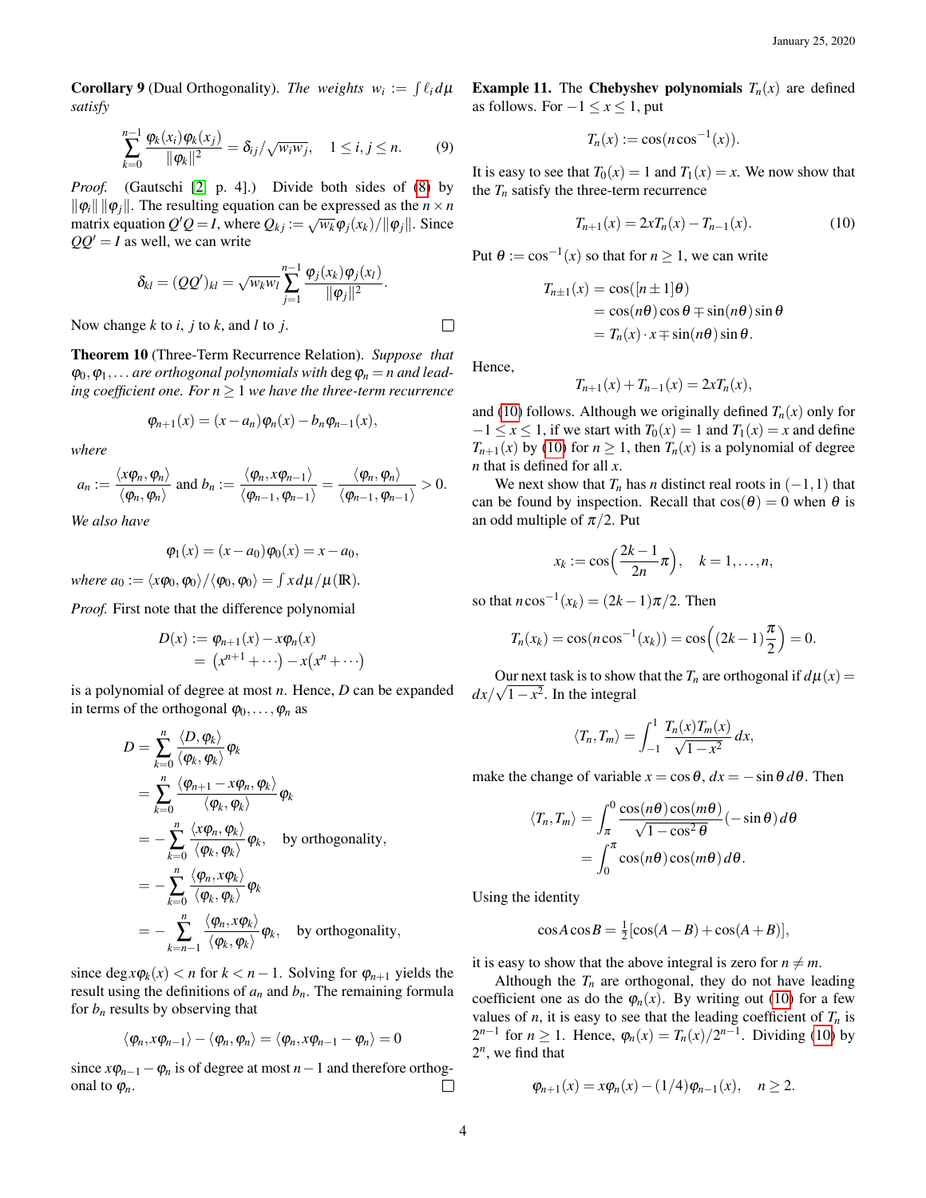**Corollary 9** (Dual Orthogonality). *The weights* $w_i := \int \ell_i \, d\mu$ *satisfy*

$$\sum_{k=0}^{n-1} \frac{\varphi_k(x_i)\varphi_k(x_j)}{\|\varphi_k\|^2} = \delta_{ij}/\sqrt{w_i w_j}, \quad 1 \le i, j \le n. \tag{9}$$

*Proof.* (Gautschi [2, p. 4].) Divide both sides of (8) by $\|\varphi_i\| \, \|\varphi_j\|$. The resulting equation can be expressed as the $n \times n$ matrix equation $Q'Q = I$, where $Q_{kj} := \sqrt{w_k}\varphi_j(x_k)/\|\varphi_j\|$. Since $QQ' = I$ as well, we can write

$$\delta_{kl} = (QQ')_{kl} = \sqrt{w_k w_l} \sum_{j=1}^{n-1} \frac{\varphi_j(x_k)\varphi_j(x_l)}{\|\varphi_j\|^2}.$$

Now change $k$ to $i$, $j$ to $k$, and $l$ to $j$. □

**Theorem 10** (Three-Term Recurrence Relation). *Suppose that* $\varphi_0, \varphi_1, \ldots$ *are orthogonal polynomials with* $\deg \varphi_n = n$ *and leading coefficient one. For* $n \ge 1$ *we have the three-term recurrence*

$$\varphi_{n+1}(x) = (x - a_n)\varphi_n(x) - b_n \varphi_{n-1}(x),$$

*where*

$$a_n := \frac{\langle x\varphi_n, \varphi_n \rangle}{\langle \varphi_n, \varphi_n \rangle} \text{ and } b_n := \frac{\langle \varphi_n, x\varphi_{n-1} \rangle}{\langle \varphi_{n-1}, \varphi_{n-1} \rangle} = \frac{\langle \varphi_n, \varphi_n \rangle}{\langle \varphi_{n-1}, \varphi_{n-1} \rangle} > 0.$$

*We also have*

$$\varphi_1(x) = (x - a_0)\varphi_0(x) = x - a_0,$$

*where* $a_0 := \langle x\varphi_0, \varphi_0 \rangle / \langle \varphi_0, \varphi_0 \rangle = \int x \, d\mu / \mu(\mathbb{R})$.

*Proof.* First note that the difference polynomial

$$\begin{aligned} D(x) &:= \varphi_{n+1}(x) - x\varphi_n(x) \\ &= \big(x^{n+1} + \cdots\big) - x\big(x^n + \cdots\big) \end{aligned}$$

is a polynomial of degree at most $n$. Hence, $D$ can be expanded in terms of the orthogonal $\varphi_0, \ldots, \varphi_n$ as

$$\begin{aligned} D &= \sum_{k=0}^{n} \frac{\langle D, \varphi_k \rangle}{\langle \varphi_k, \varphi_k \rangle} \varphi_k \\ &= \sum_{k=0}^{n} \frac{\langle \varphi_{n+1} - x\varphi_n, \varphi_k \rangle}{\langle \varphi_k, \varphi_k \rangle} \varphi_k \\ &= -\sum_{k=0}^{n} \frac{\langle x\varphi_n, \varphi_k \rangle}{\langle \varphi_k, \varphi_k \rangle} \varphi_k, \quad \text{by orthogonality,} \\ &= -\sum_{k=0}^{n} \frac{\langle \varphi_n, x\varphi_k \rangle}{\langle \varphi_k, \varphi_k \rangle} \varphi_k \\ &= -\sum_{k=n-1}^{n} \frac{\langle \varphi_n, x\varphi_k \rangle}{\langle \varphi_k, \varphi_k \rangle} \varphi_k, \quad \text{by orthogonality,} \end{aligned}$$

since $\deg x\varphi_k(x) < n$ for $k < n-1$. Solving for $\varphi_{n+1}$ yields the result using the definitions of $a_n$ and $b_n$. The remaining formula for $b_n$ results by observing that

$$\langle \varphi_n, x\varphi_{n-1} \rangle - \langle \varphi_n, \varphi_n \rangle = \langle \varphi_n, x\varphi_{n-1} - \varphi_n \rangle = 0$$

since $x\varphi_{n-1} - \varphi_n$ is of degree at most $n-1$ and therefore orthogonal to $\varphi_n$. □

**Example 11.** The **Chebyshev polynomials** $T_n(x)$ are defined as follows. For $-1 \le x \le 1$, put

$$T_n(x) := \cos(n \cos^{-1}(x)).$$

It is easy to see that $T_0(x) = 1$ and $T_1(x) = x$. We now show that the $T_n$ satisfy the three-term recurrence

$$T_{n+1}(x) = 2xT_n(x) - T_{n-1}(x). \tag{10}$$

Put $\theta := \cos^{-1}(x)$ so that for $n \ge 1$, we can write

$$\begin{aligned} T_{n\pm1}(x) &= \cos([n \pm 1]\theta) \\ &= \cos(n\theta)\cos\theta \mp \sin(n\theta)\sin\theta \\ &= T_n(x) \cdot x \mp \sin(n\theta)\sin\theta. \end{aligned}$$

Hence,

$$T_{n+1}(x) + T_{n-1}(x) = 2xT_n(x),$$

and (10) follows. Although we originally defined $T_n(x)$ only for $-1 \le x \le 1$, if we start with $T_0(x) = 1$ and $T_1(x) = x$ and define $T_{n+1}(x)$ by (10) for $n \ge 1$, then $T_n(x)$ is a polynomial of degree $n$ that is defined for all $x$.

We next show that $T_n$ has $n$ distinct real roots in $(-1, 1)$ that can be found by inspection. Recall that $\cos(\theta) = 0$ when $\theta$ is an odd multiple of $\pi/2$. Put

$$x_k := \cos\Big(\frac{2k-1}{2n}\pi\Big), \quad k = 1, \ldots, n,$$

so that $n\cos^{-1}(x_k) = (2k-1)\pi/2$. Then

$$T_n(x_k) = \cos(n\cos^{-1}(x_k)) = \cos\Big((2k-1)\frac{\pi}{2}\Big) = 0.$$

Our next task is to show that the $T_n$ are orthogonal if $d\mu(x) = dx/\sqrt{1-x^2}$. In the integral

$$\langle T_n, T_m \rangle = \int_{-1}^{1} \frac{T_n(x)T_m(x)}{\sqrt{1-x^2}} \, dx,$$

make the change of variable $x = \cos\theta$, $dx = -\sin\theta \, d\theta$. Then

$$\begin{aligned} \langle T_n, T_m \rangle &= \int_{\pi}^{0} \frac{\cos(n\theta)\cos(m\theta)}{\sqrt{1-\cos^2\theta}} (-\sin\theta) \, d\theta \\ &= \int_{0}^{\pi} \cos(n\theta)\cos(m\theta) \, d\theta. \end{aligned}$$

Using the identity

$$\cos A \cos B = \tfrac{1}{2}[\cos(A-B) + \cos(A+B)],$$

it is easy to show that the above integral is zero for $n \ne m$.

Although the $T_n$ are orthogonal, they do not have leading coefficient one as do the $\varphi_n(x)$. By writing out (10) for a few values of $n$, it is easy to see that the leading coefficient of $T_n$ is $2^{n-1}$ for $n \ge 1$. Hence, $\varphi_n(x) = T_n(x)/2^{n-1}$. Dividing (10) by $2^n$, we find that

$$\varphi_{n+1}(x) = x\varphi_n(x) - (1/4)\varphi_{n-1}(x), \quad n \ge 2.$$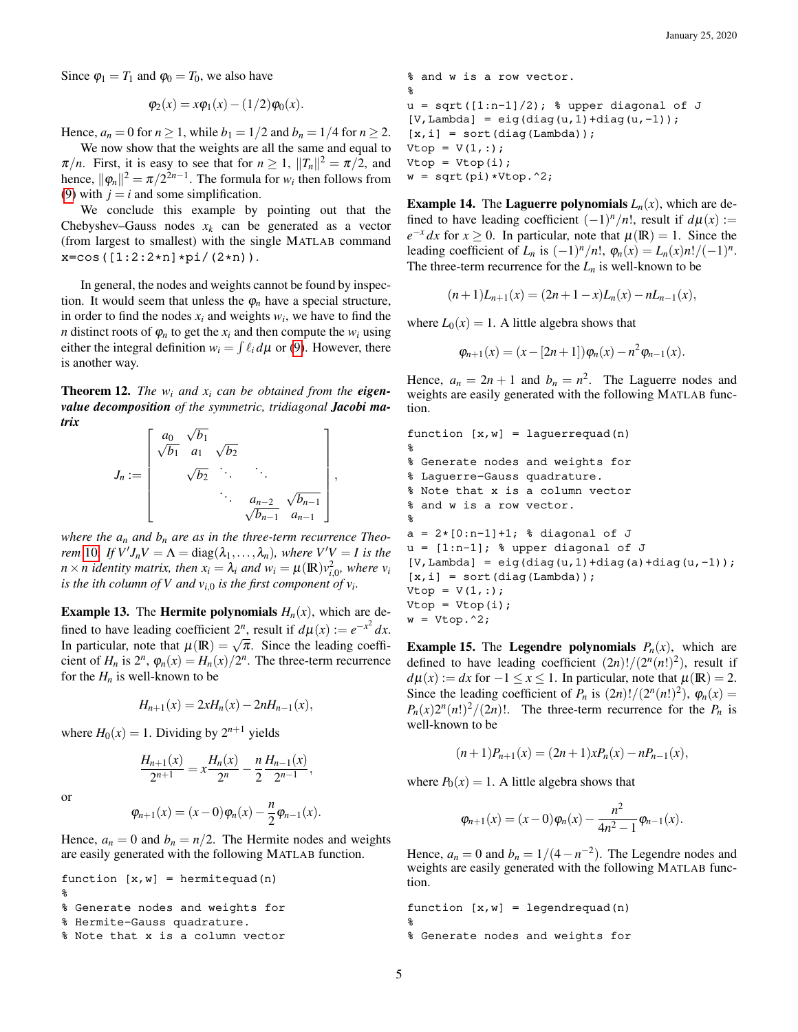Since $\varphi_1 = T_1$ and $\varphi_0 = T_0$, we also have

$$\varphi_2(x) = x\varphi_1(x) - (1/2)\varphi_0(x).$$

Hence, $a_n = 0$ for $n \geq 1$, while $b_1 = 1/2$ and $b_n = 1/4$ for $n \geq 2$.

We now show that the weights are all the same and equal to $\pi/n$. First, it is easy to see that for $n \geq 1$, $\|T_n\|^2 = \pi/2$, and hence, $\|\varphi_n\|^2 = \pi/2^{2n-1}$. The formula for $w_i$ then follows from (9) with $j = i$ and some simplification.

We conclude this example by pointing out that the Chebyshev–Gauss nodes $x_k$ can be generated as a vector (from largest to smallest) with the single MATLAB command `x=cos([1:2:2*n]*pi/(2*n))`.

In general, the nodes and weights cannot be found by inspection. It would seem that unless the $\varphi_n$ have a special structure, in order to find the nodes $x_i$ and weights $w_i$, we have to find the $n$ distinct roots of $\varphi_n$ to get the $x_i$ and then compute the $w_i$ using either the integral definition $w_i = \int \ell_i \, d\mu$ or (9). However, there is another way.

**Theorem 12.** *The $w_i$ and $x_i$ can be obtained from the **eigenvalue decomposition** of the symmetric, tridiagonal **Jacobi matrix***

$$J_n := \begin{bmatrix} a_0 & \sqrt{b_1} & & & \\ \sqrt{b_1} & a_1 & \sqrt{b_2} & & \\ & \sqrt{b_2} & \ddots & \ddots & \\ & & \ddots & a_{n-2} & \sqrt{b_{n-1}} \\ & & & \sqrt{b_{n-1}} & a_{n-1} \end{bmatrix},$$

*where the $a_n$ and $b_n$ are as in the three-term recurrence Theorem 10. If $V'J_nV = \Lambda = \text{diag}(\lambda_1, \ldots, \lambda_n)$, where $V'V = I$ is the $n \times n$ identity matrix, then $x_i = \lambda_i$ and $w_i = \mu(\mathbb{R})v_{i,0}^2$, where $v_i$ is the $i$th column of $V$ and $v_{i,0}$ is the first component of $v_i$.*

**Example 13.** The **Hermite polynomials** $H_n(x)$, which are defined to have leading coefficient $2^n$, result if $d\mu(x) := e^{-x^2}\,dx$. In particular, note that $\mu(\mathbb{R}) = \sqrt{\pi}$. Since the leading coefficient of $H_n$ is $2^n$, $\varphi_n(x) = H_n(x)/2^n$. The three-term recurrence for the $H_n$ is well-known to be

$$H_{n+1}(x) = 2xH_n(x) - 2nH_{n-1}(x),$$

where $H_0(x) = 1$. Dividing by $2^{n+1}$ yields

$$\frac{H_{n+1}(x)}{2^{n+1}} = x\frac{H_n(x)}{2^n} - \frac{n}{2}\frac{H_{n-1}(x)}{2^{n-1}},$$

or

$$\varphi_{n+1}(x) = (x-0)\varphi_n(x) - \frac{n}{2}\varphi_{n-1}(x).$$

Hence, $a_n = 0$ and $b_n = n/2$. The Hermite nodes and weights are easily generated with the following MATLAB function.

```
function [x,w] = hermitequad(n)
%
% Generate nodes and weights for
% Hermite-Gauss quadrature.
% Note that x is a column vector
% and w is a row vector.
%
u = sqrt([1:n-1]/2); % upper diagonal of J
[V,Lambda] = eig(diag(u,1)+diag(u,-1));
[x,i] = sort(diag(Lambda));
Vtop = V(1,:);
Vtop = Vtop(i);
w = sqrt(pi)*Vtop.^2;
```

**Example 14.** The **Laguerre polynomials** $L_n(x)$, which are defined to have leading coefficient $(-1)^n/n!$, result if $d\mu(x) := e^{-x}\,dx$ for $x \geq 0$. In particular, note that $\mu(\mathbb{R}) = 1$. Since the leading coefficient of $L_n$ is $(-1)^n/n!$, $\varphi_n(x) = L_n(x)n!/(-1)^n$. The three-term recurrence for the $L_n$ is well-known to be

$$(n+1)L_{n+1}(x) = (2n+1-x)L_n(x) - nL_{n-1}(x),$$

where $L_0(x) = 1$. A little algebra shows that

$$\varphi_{n+1}(x) = (x - [2n+1])\varphi_n(x) - n^2\varphi_{n-1}(x).$$

Hence, $a_n = 2n+1$ and $b_n = n^2$. The Laguerre nodes and weights are easily generated with the following MATLAB function.

```
function [x,w] = laguerrequad(n)
%
% Generate nodes and weights for
% Laguerre-Gauss quadrature.
% Note that x is a column vector
% and w is a row vector.
%
a = 2*[0:n-1]+1; % diagonal of J
u = [1:n-1]; % upper diagonal of J
[V,Lambda] = eig(diag(u,1)+diag(a)+diag(u,-1));
[x,i] = sort(diag(Lambda));
Vtop = V(1,:);
Vtop = Vtop(i);
w = Vtop.^2;
```

**Example 15.** The **Legendre polynomials** $P_n(x)$, which are defined to have leading coefficient $(2n)!/(2^n(n!)^2)$, result if $d\mu(x) := dx$ for $-1 \leq x \leq 1$. In particular, note that $\mu(\mathbb{R}) = 2$. Since the leading coefficient of $P_n$ is $(2n)!/(2^n(n!)^2)$, $\varphi_n(x) = P_n(x)2^n(n!)^2/(2n)!$. The three-term recurrence for the $P_n$ is well-known to be

$$(n+1)P_{n+1}(x) = (2n+1)xP_n(x) - nP_{n-1}(x),$$

where $P_0(x) = 1$. A little algebra shows that

$$\varphi_{n+1}(x) = (x-0)\varphi_n(x) - \frac{n^2}{4n^2-1}\varphi_{n-1}(x).$$

Hence, $a_n = 0$ and $b_n = 1/(4 - n^{-2})$. The Legendre nodes and weights are easily generated with the following MATLAB function.

```
function [x,w] = legendrequad(n)
%
% Generate nodes and weights for
```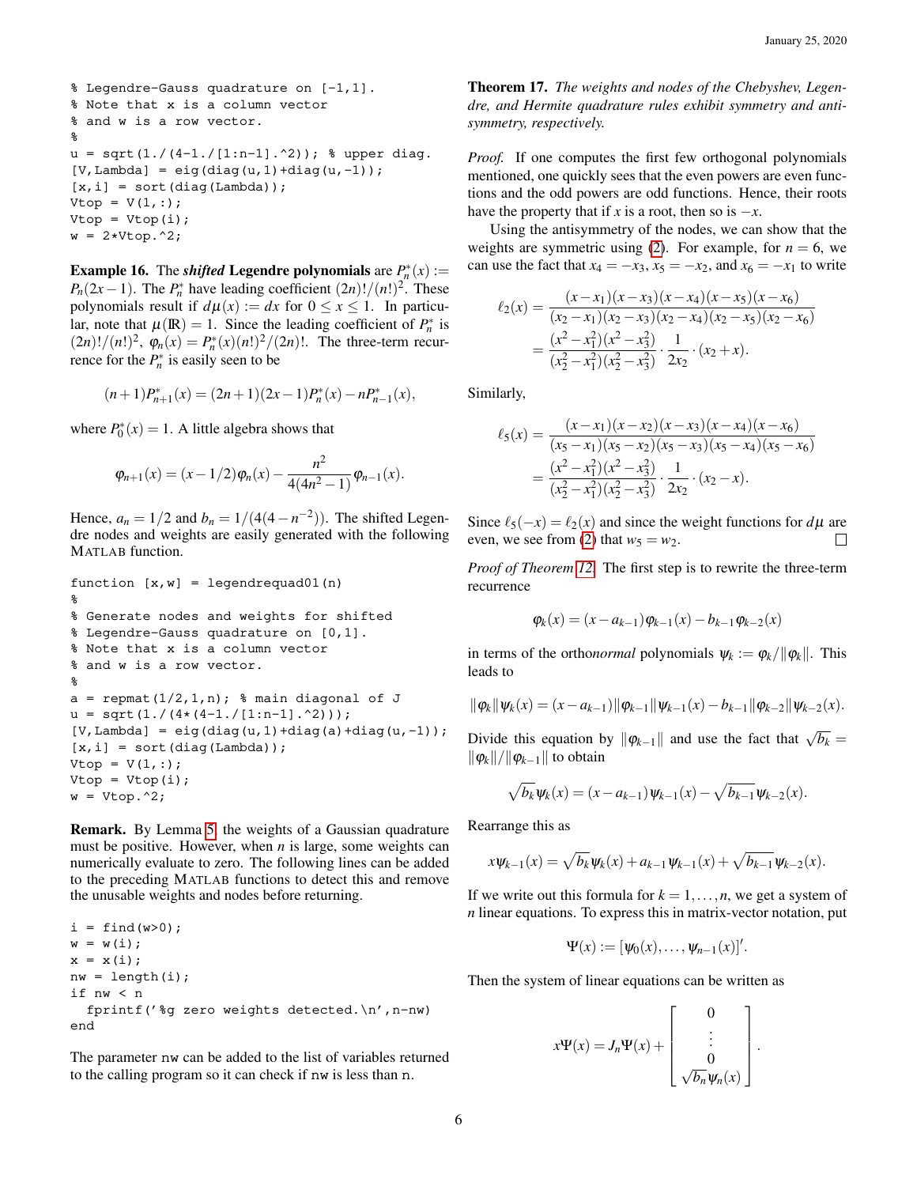```
% Legendre-Gauss quadrature on [-1,1].
% Note that x is a column vector
% and w is a row vector.
%
u = sqrt(1./(4-1./[1:n-1].^2)); % upper diag.
[V,Lambda] = eig(diag(u,1)+diag(u,-1));
[x,i] = sort(diag(Lambda));
Vtop = V(1,:);
Vtop = Vtop(i);
w = 2*Vtop.^2;
```

**Example 16.** The ***shifted*** **Legendre polynomials** are $P_n^*(x) := P_n(2x-1)$. The $P_n^*$ have leading coefficient $(2n)!/(n!)^2$. These polynomials result if $d\mu(x) := dx$ for $0 \le x \le 1$. In particular, note that $\mu(\mathbb{R}) = 1$. Since the leading coefficient of $P_n^*$ is $(2n)!/(n!)^2$, $\varphi_n(x) = P_n^*(x)(n!)^2/(2n)!$. The three-term recurrence for the $P_n^*$ is easily seen to be

$$(n+1)P_{n+1}^*(x) = (2n+1)(2x-1)P_n^*(x) - nP_{n-1}^*(x),$$

where $P_0^*(x) = 1$. A little algebra shows that

$$\varphi_{n+1}(x) = (x-1/2)\varphi_n(x) - \frac{n^2}{4(4n^2-1)}\varphi_{n-1}(x).$$

Hence, $a_n = 1/2$ and $b_n = 1/(4(4-n^{-2}))$. The shifted Legendre nodes and weights are easily generated with the following MATLAB function.

```
function [x,w] = legendrequad01(n)
%
% Generate nodes and weights for shifted
% Legendre-Gauss quadrature on [0,1].
% Note that x is a column vector
% and w is a row vector.
%
a = repmat(1/2,1,n); % main diagonal of J
u = sqrt(1./(4*(4-1./[1:n-1].^2)));
[V,Lambda] = eig(diag(u,1)+diag(a)+diag(u,-1));
[x,i] = sort(diag(Lambda));
Vtop = V(1,:);
Vtop = Vtop(i);
w = Vtop.^2;
```

**Remark.** By Lemma 5, the weights of a Gaussian quadrature must be positive. However, when $n$ is large, some weights can numerically evaluate to zero. The following lines can be added to the preceding MATLAB functions to detect this and remove the unusable weights and nodes before returning.

```
i = find(w>0);
w = w(i);
x = x(i);
nw = length(i);
if nw < n
  fprintf('%g zero weights detected.\n',n-nw)
end
```

The parameter `nw` can be added to the list of variables returned to the calling program so it can check if `nw` is less than `n`.

**Theorem 17.** *The weights and nodes of the Chebyshev, Legendre, and Hermite quadrature rules exhibit symmetry and antisymmetry, respectively.*

*Proof.* If one computes the first few orthogonal polynomials mentioned, one quickly sees that the even powers are even functions and the odd powers are odd functions. Hence, their roots have the property that if $x$ is a root, then so is $-x$.

Using the antisymmetry of the nodes, we can show that the weights are symmetric using (2). For example, for $n = 6$, we can use the fact that $x_4 = -x_3$, $x_5 = -x_2$, and $x_6 = -x_1$ to write

$$\begin{aligned}\ell_2(x) &= \frac{(x-x_1)(x-x_3)(x-x_4)(x-x_5)(x-x_6)}{(x_2-x_1)(x_2-x_3)(x_2-x_4)(x_2-x_5)(x_2-x_6)} \\ &= \frac{(x^2-x_1^2)(x^2-x_3^2)}{(x_2^2-x_1^2)(x_2^2-x_3^2)} \cdot \frac{1}{2x_2} \cdot (x_2+x).\end{aligned}$$

Similarly,

$$\begin{aligned}\ell_5(x) &= \frac{(x-x_1)(x-x_2)(x-x_3)(x-x_4)(x-x_6)}{(x_5-x_1)(x_5-x_2)(x_5-x_3)(x_5-x_4)(x_5-x_6)} \\ &= \frac{(x^2-x_1^2)(x^2-x_3^2)}{(x_2^2-x_1^2)(x_2^2-x_3^2)} \cdot \frac{1}{2x_2} \cdot (x_2-x).\end{aligned}$$

Since $\ell_5(-x) = \ell_2(x)$ and since the weight functions for $d\mu$ are even, we see from (2) that $w_5 = w_2$. $\square$

*Proof of Theorem 12.* The first step is to rewrite the three-term recurrence

$$\varphi_k(x) = (x-a_{k-1})\varphi_{k-1}(x) - b_{k-1}\varphi_{k-2}(x)$$

in terms of the ortho*normal* polynomials $\psi_k := \varphi_k/\|\varphi_k\|$. This leads to

$$\|\varphi_k\|\psi_k(x) = (x-a_{k-1})\|\varphi_{k-1}\|\psi_{k-1}(x) - b_{k-1}\|\varphi_{k-2}\|\psi_{k-2}(x).$$

Divide this equation by $\|\varphi_{k-1}\|$ and use the fact that $\sqrt{b_k} = \|\varphi_k\|/\|\varphi_{k-1}\|$ to obtain

$$\sqrt{b_k}\psi_k(x) = (x-a_{k-1})\psi_{k-1}(x) - \sqrt{b_{k-1}}\psi_{k-2}(x).$$

Rearrange this as

$$x\psi_{k-1}(x) = \sqrt{b_k}\psi_k(x) + a_{k-1}\psi_{k-1}(x) + \sqrt{b_{k-1}}\psi_{k-2}(x).$$

If we write out this formula for $k = 1, \ldots, n$, we get a system of $n$ linear equations. To express this in matrix-vector notation, put

$$\Psi(x) := [\psi_0(x), \ldots, \psi_{n-1}(x)]'.$$

Then the system of linear equations can be written as

$$x\Psi(x) = J_n\Psi(x) + \begin{bmatrix} 0 \\ \vdots \\ 0 \\ \sqrt{b_n}\psi_n(x) \end{bmatrix}.$$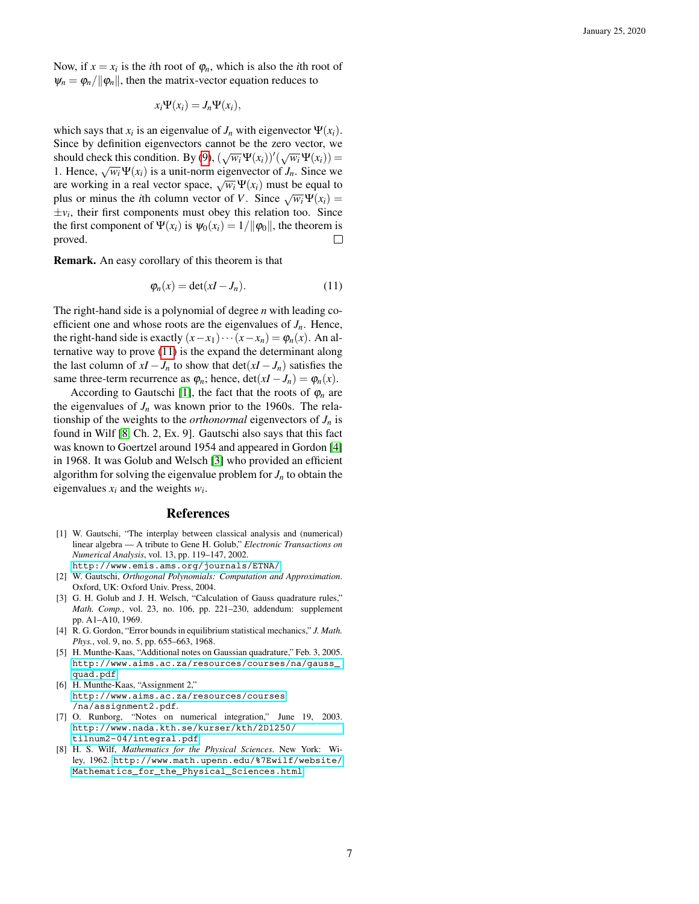Now, if $x = x_i$ is the $i$th root of $\varphi_n$, which is also the $i$th root of $\psi_n = \varphi_n / \|\varphi_n\|$, then the matrix-vector equation reduces to

$$x_i \Psi(x_i) = J_n \Psi(x_i),$$

which says that $x_i$ is an eigenvalue of $J_n$ with eigenvector $\Psi(x_i)$. Since by definition eigenvectors cannot be the zero vector, we should check this condition. By (9), $(\sqrt{w_i}\,\Psi(x_i))'(\sqrt{w_i}\,\Psi(x_i)) = 1$. Hence, $\sqrt{w_i}\,\Psi(x_i)$ is a unit-norm eigenvector of $J_n$. Since we are working in a real vector space, $\sqrt{w_i}\,\Psi(x_i)$ must be equal to plus or minus the $i$th column vector of $V$. Since $\sqrt{w_i}\,\Psi(x_i) = \pm v_i$, their first components must obey this relation too. Since the first component of $\Psi(x_i)$ is $\psi_0(x_i) = 1/\|\varphi_0\|$, the theorem is proved. □

**Remark.** An easy corollary of this theorem is that

$$\varphi_n(x) = \det(xI - J_n). \tag{11}$$

The right-hand side is a polynomial of degree $n$ with leading coefficient one and whose roots are the eigenvalues of $J_n$. Hence, the right-hand side is exactly $(x - x_1) \cdots (x - x_n) = \varphi_n(x)$. An alternative way to prove (11) is the expand the determinant along the last column of $xI - J_n$ to show that $\det(xI - J_n)$ satisfies the same three-term recurrence as $\varphi_n$; hence, $\det(xI - J_n) = \varphi_n(x)$.

According to Gautschi [1], the fact that the roots of $\varphi_n$ are the eigenvalues of $J_n$ was known prior to the 1960s. The relationship of the weights to the *orthonormal* eigenvectors of $J_n$ is found in Wilf [8, Ch. 2, Ex. 9]. Gautschi also says that this fact was known to Goertzel around 1954 and appeared in Gordon [4] in 1968. It was Golub and Welsch [3] who provided an efficient algorithm for solving the eigenvalue problem for $J_n$ to obtain the eigenvalues $x_i$ and the weights $w_i$.

## References

[1] W. Gautschi, "The interplay between classical analysis and (numerical) linear algebra — A tribute to Gene H. Golub," *Electronic Transactions on Numerical Analysis*, vol. 13, pp. 119–147, 2002. http://www.emis.ams.org/journals/ETNA/

[2] W. Gautschi, *Orthogonal Polynomials: Computation and Approximation*. Oxford, UK: Oxford Univ. Press, 2004.

[3] G. H. Golub and J. H. Welsch, "Calculation of Gauss quadrature rules," *Math. Comp.*, vol. 23, no. 106, pp. 221–230, addendum: supplement pp. A1–A10, 1969.

[4] R. G. Gordon, "Error bounds in equilibrium statistical mechanics," *J. Math. Phys.*, vol. 9, no. 5, pp. 655–663, 1968.

[5] H. Munthe-Kaas, "Additional notes on Gaussian quadrature," Feb. 3, 2005. http://www.aims.ac.za/resources/courses/na/gauss_quad.pdf

[6] H. Munthe-Kaas, "Assignment 2," http://www.aims.ac.za/resources/courses/na/assignment2.pdf.

[7] O. Runborg, "Notes on numerical integration," June 19, 2003. http://www.nada.kth.se/kurser/kth/2D1250/tilnum2-04/integral.pdf

[8] H. S. Wilf, *Mathematics for the Physical Sciences*. New York: Wiley, 1962. http://www.math.upenn.edu/%7Ewilf/website/Mathematics_for_the_Physical_Sciences.html